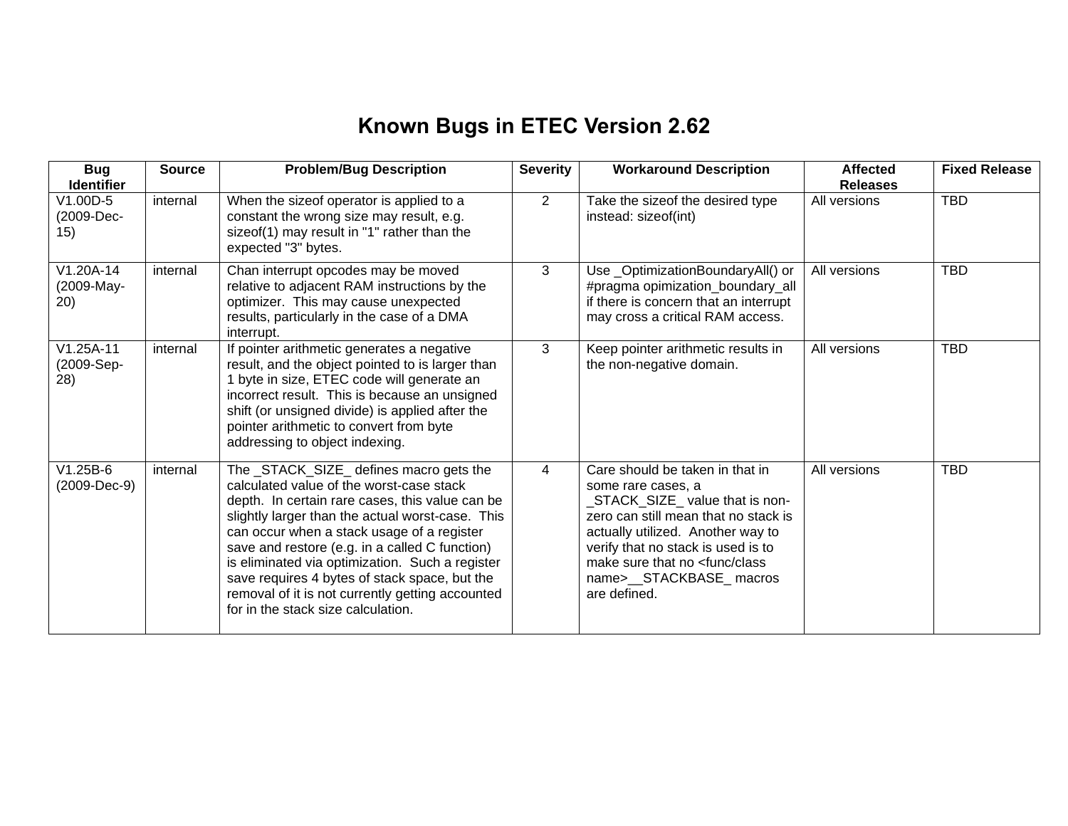# Known Bugs in ETEC Version 2.62

| Bug Identifier | Source | Problem/Bug Description | Severity | Workaround Description | Affected Releases | Fixed Release |
|---|---|---|---|---|---|---|
| V1.00D-5 (2009-Dec-15) | internal | When the sizeof operator is applied to a constant the wrong size may result, e.g. sizeof(1) may result in "1" rather than the expected "3" bytes. | 2 | Take the sizeof the desired type instead: sizeof(int) | All versions | TBD |
| V1.20A-14 (2009-May-20) | internal | Chan interrupt opcodes may be moved relative to adjacent RAM instructions by the optimizer. This may cause unexpected results, particularly in the case of a DMA interrupt. | 3 | Use _OptimizationBoundaryAll() or #pragma opimization_boundary_all if there is concern that an interrupt may cross a critical RAM access. | All versions | TBD |
| V1.25A-11 (2009-Sep-28) | internal | If pointer arithmetic generates a negative result, and the object pointed to is larger than 1 byte in size, ETEC code will generate an incorrect result. This is because an unsigned shift (or unsigned divide) is applied after the pointer arithmetic to convert from byte addressing to object indexing. | 3 | Keep pointer arithmetic results in the non-negative domain. | All versions | TBD |
| V1.25B-6 (2009-Dec-9) | internal | The _STACK_SIZE_ defines macro gets the calculated value of the worst-case stack depth. In certain rare cases, this value can be slightly larger than the actual worst-case. This can occur when a stack usage of a register save and restore (e.g. in a called C function) is eliminated via optimization. Such a register save requires 4 bytes of stack space, but the removal of it is not currently getting accounted for in the stack size calculation. | 4 | Care should be taken in that in some rare cases, a _STACK_SIZE_ value that is non-zero can still mean that no stack is actually utilized. Another way to verify that no stack is used is to make sure that no <func/class name>__STACKBASE_ macros are defined. | All versions | TBD |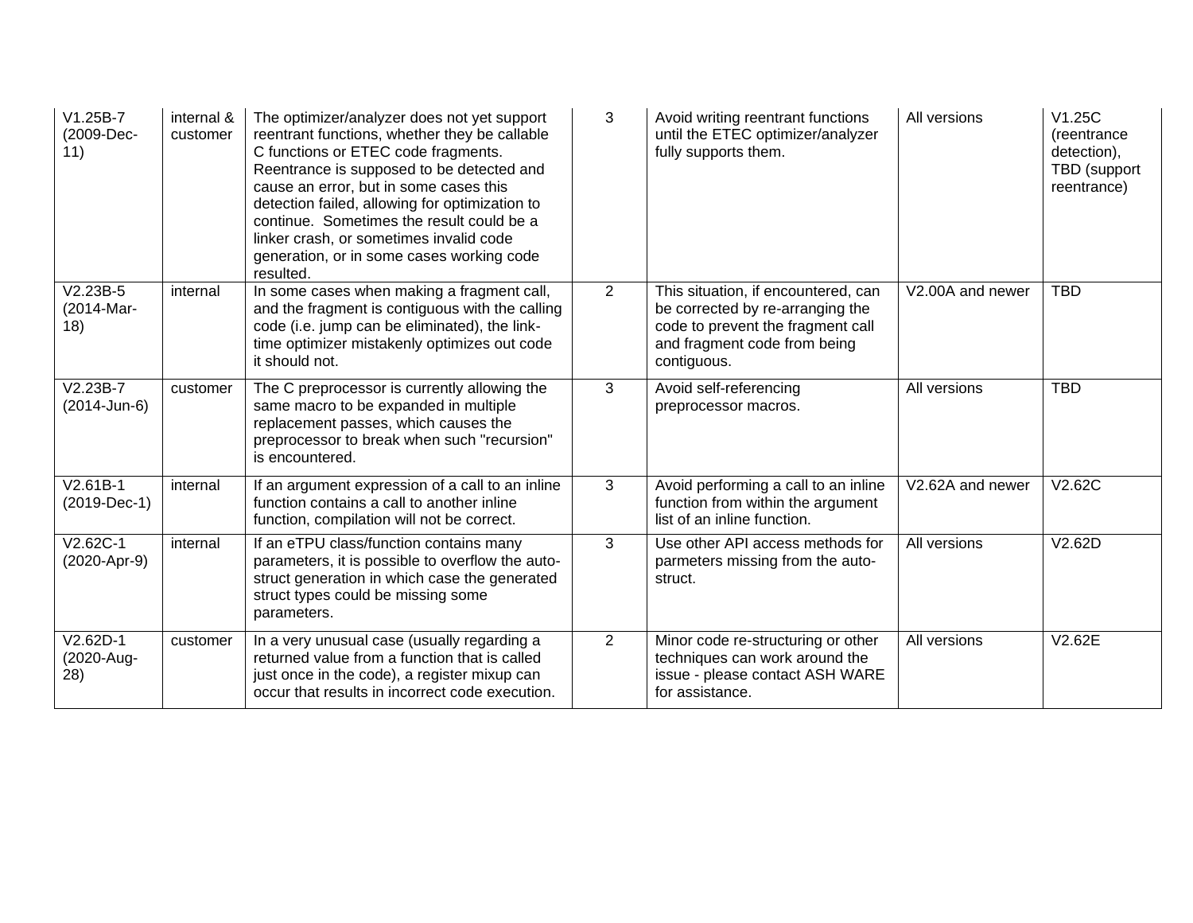| V1.25B-7 (2009-Dec-11) | internal & customer | The optimizer/analyzer does not yet support reentrant functions, whether they be callable C functions or ETEC code fragments. Reentrance is supposed to be detected and cause an error, but in some cases this detection failed, allowing for optimization to continue. Sometimes the result could be a linker crash, or sometimes invalid code generation, or in some cases working code resulted. | 3 | Avoid writing reentrant functions until the ETEC optimizer/analyzer fully supports them. | All versions | V1.25C (reentrance detection), TBD (support reentrance) |
|---|---|---|---|---|---|---|
| V2.23B-5 (2014-Mar-18) | internal | In some cases when making a fragment call, and the fragment is contiguous with the calling code (i.e. jump can be eliminated), the link-time optimizer mistakenly optimizes out code it should not. | 2 | This situation, if encountered, can be corrected by re-arranging the code to prevent the fragment call and fragment code from being contiguous. | V2.00A and newer | TBD |
| V2.23B-7 (2014-Jun-6) | customer | The C preprocessor is currently allowing the same macro to be expanded in multiple replacement passes, which causes the preprocessor to break when such "recursion" is encountered. | 3 | Avoid self-referencing preprocessor macros. | All versions | TBD |
| V2.61B-1 (2019-Dec-1) | internal | If an argument expression of a call to an inline function contains a call to another inline function, compilation will not be correct. | 3 | Avoid performing a call to an inline function from within the argument list of an inline function. | V2.62A and newer | V2.62C |
| V2.62C-1 (2020-Apr-9) | internal | If an eTPU class/function contains many parameters, it is possible to overflow the auto-struct generation in which case the generated struct types could be missing some parameters. | 3 | Use other API access methods for parmeters missing from the auto-struct. | All versions | V2.62D |
| V2.62D-1 (2020-Aug-28) | customer | In a very unusual case (usually regarding a returned value from a function that is called just once in the code), a register mixup can occur that results in incorrect code execution. | 2 | Minor code re-structuring or other techniques can work around the issue - please contact ASH WARE for assistance. | All versions | V2.62E |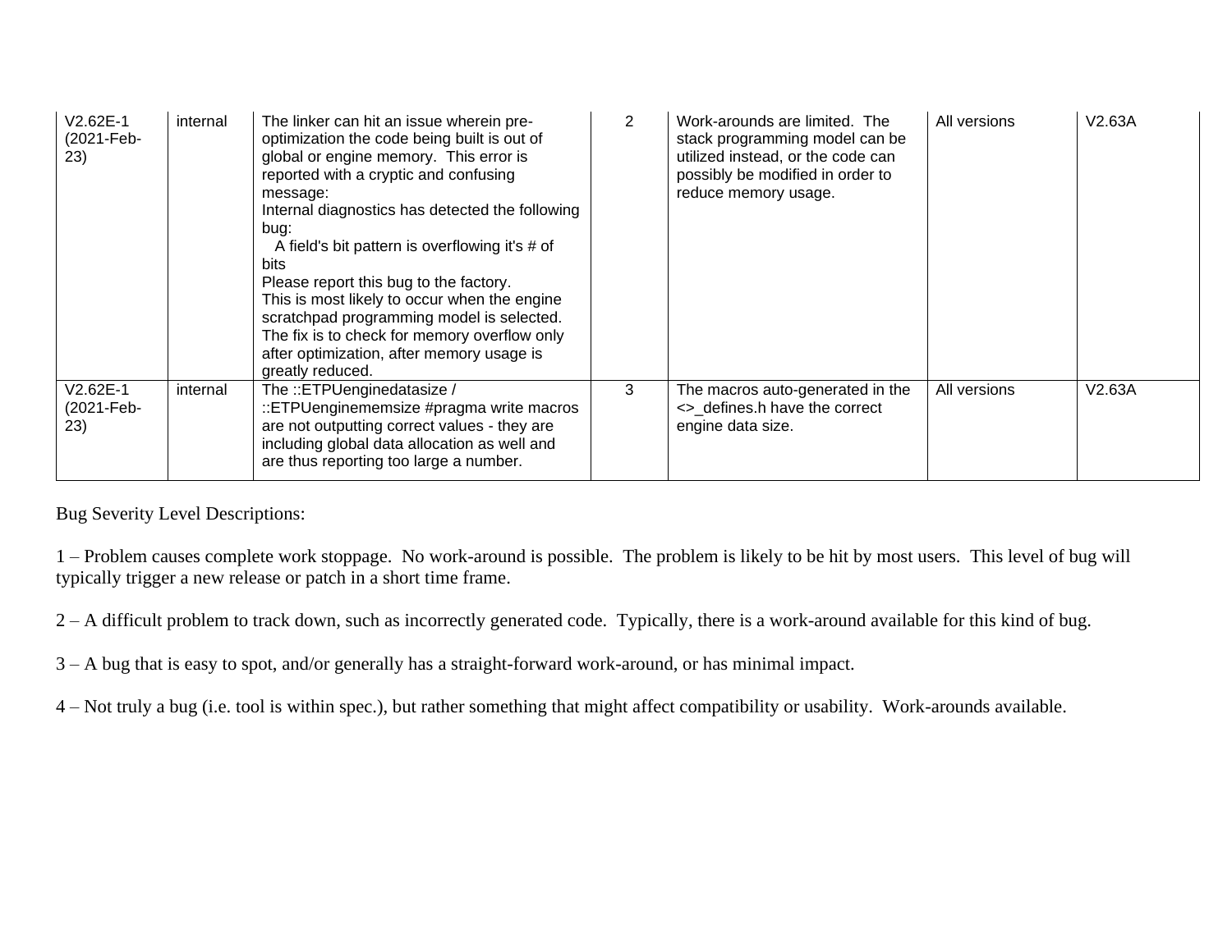| | | | | | | |
|---|---|---|---|---|---|---|
| V2.62E-1 (2021-Feb-23) | internal | The linker can hit an issue wherein pre-optimization the code being built is out of global or engine memory. This error is reported with a cryptic and confusing message:<br>Internal diagnostics has detected the following bug:<br>A field's bit pattern is overflowing it's # of bits<br>Please report this bug to the factory.<br>This is most likely to occur when the engine scratchpad programming model is selected. The fix is to check for memory overflow only after optimization, after memory usage is greatly reduced. | 2 | Work-arounds are limited. The stack programming model can be utilized instead, or the code can possibly be modified in order to reduce memory usage. | All versions | V2.63A |
| V2.62E-1 (2021-Feb-23) | internal | The ::ETPUenginedatasize / ::ETPUenginememsize #pragma write macros are not outputting correct values - they are including global data allocation as well and are thus reporting too large a number. | 3 | The macros auto-generated in the <>_defines.h have the correct engine data size. | All versions | V2.63A |

Bug Severity Level Descriptions:

1 – Problem causes complete work stoppage. No work-around is possible. The problem is likely to be hit by most users. This level of bug will typically trigger a new release or patch in a short time frame.

2 – A difficult problem to track down, such as incorrectly generated code. Typically, there is a work-around available for this kind of bug.

3 – A bug that is easy to spot, and/or generally has a straight-forward work-around, or has minimal impact.

4 – Not truly a bug (i.e. tool is within spec.), but rather something that might affect compatibility or usability. Work-arounds available.